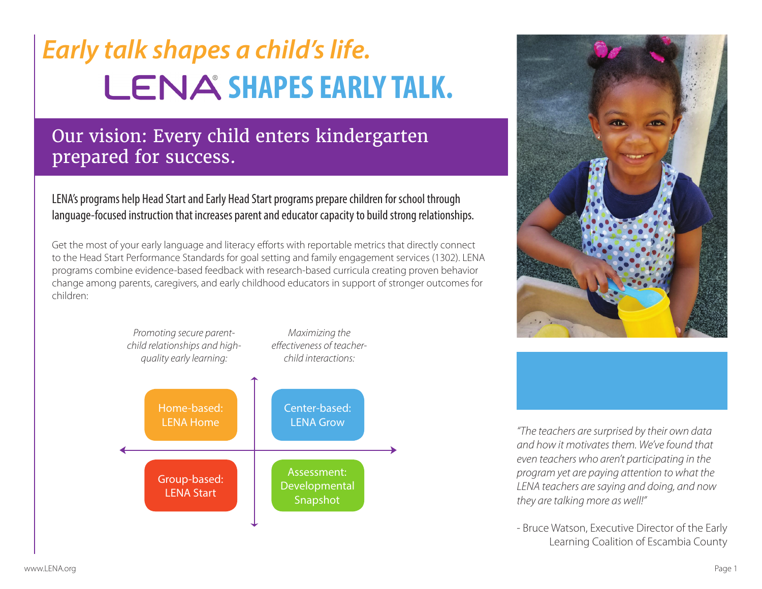# *Early talk shapes a child's life.*

# LENA® SHAPES EARLY TALK.

## Our vision: Every child enters kindergarten prepared for success.

LENA's programs help Head Start and Early Head Start programs prepare children for school through language-focused instruction that increases parent and educator capacity to build strong relationships.

Get the most of your early language and literacy efforts with reportable metrics that directly connect to the Head Start Performance Standards for goal setting and family engagement services (1302). LENA programs combine evidence-based feedback with research-based curricula creating proven behavior change among parents, caregivers, and early childhood educators in support of stronger outcomes for children:

*Promoting secure parent-child relationships and high-quality early learning:*

- Home-based: LENA Home
- Group-based: LENA Start

*Maximizing the effectiveness of teacher-child interactions:*

- Center-based: LENA Grow
- Assessment: Developmental Snapshot

*"The teachers are surprised by their own data and how it motivates them. We've found that even teachers who aren't participating in the program yet are paying attention to what the LENA teachers are saying and doing, and now they are talking more as well!"*

- Bruce Watson, Executive Director of the Early Learning Coalition of Escambia County

www.LENA.org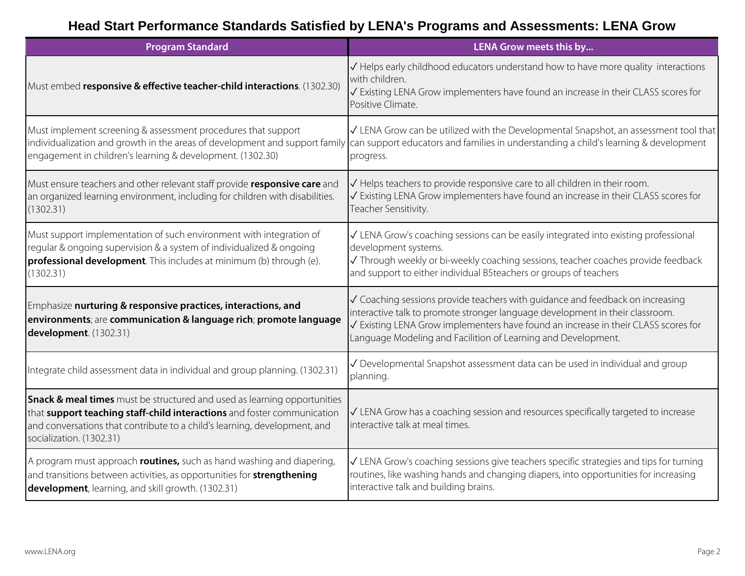# Head Start Performance Standards Satisfied by LENA's Programs and Assessments: LENA Grow

| Program Standard | LENA Grow meets this by... |
|---|---|
| Must embed **responsive & effective teacher-child interactions**. (1302.30) | ✓ Helps early childhood educators understand how to have more quality interactions with children.<br>✓ Existing LENA Grow implementers have found an increase in their CLASS scores for Positive Climate. |
| Must implement screening & assessment procedures that support individualization and growth in the areas of development and support family engagement in children's learning & development. (1302.30) | ✓ LENA Grow can be utilized with the Developmental Snapshot, an assessment tool that can support educators and families in understanding a child's learning & development progress. |
| Must ensure teachers and other relevant staff provide **responsive care** and an organized learning environment, including for children with disabilities. (1302.31) | ✓ Helps teachers to provide responsive care to all children in their room.<br>✓ Existing LENA Grow implementers have found an increase in their CLASS scores for Teacher Sensitivity. |
| Must support implementation of such environment with integration of regular & ongoing supervision & a system of individualized & ongoing **professional development**. This includes at minimum (b) through (e). (1302.31) | ✓ LENA Grow's coaching sessions can be easily integrated into existing professional development systems.<br>✓ Through weekly or bi-weekly coaching sessions, teacher coaches provide feedback and support to either individual B5teachers or groups of teachers |
| Emphasize **nurturing & responsive practices, interactions, and environments**; are **communication & language rich**; **promote language development**. (1302.31) | ✓ Coaching sessions provide teachers with guidance and feedback on increasing interactive talk to promote stronger language development in their classroom.<br>✓ Existing LENA Grow implementers have found an increase in their CLASS scores for Language Modeling and Facilition of Learning and Development. |
| Integrate child assessment data in individual and group planning. (1302.31) | ✓ Developmental Snapshot assessment data can be used in individual and group planning. |
| **Snack & meal times** must be structured and used as learning opportunities that **support teaching staff-child interactions** and foster communication and conversations that contribute to a child's learning, development, and socialization. (1302.31) | ✓ LENA Grow has a coaching session and resources specifically targeted to increase interactive talk at meal times. |
| A program must approach **routines,** such as hand washing and diapering, and transitions between activities, as opportunities for **strengthening development**, learning, and skill growth. (1302.31) | ✓ LENA Grow's coaching sessions give teachers specific strategies and tips for turning routines, like washing hands and changing diapers, into opportunities for increasing interactive talk and building brains. |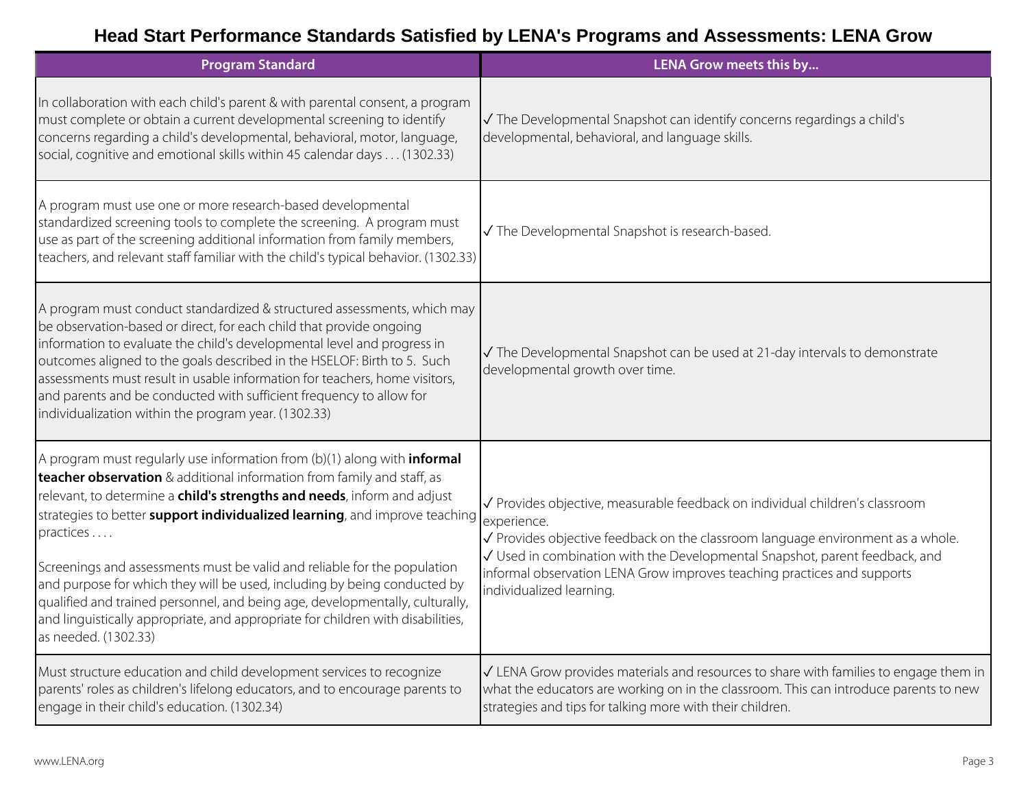# Head Start Performance Standards Satisfied by LENA's Programs and Assessments: LENA Grow

| Program Standard | LENA Grow meets this by... |
| --- | --- |
| In collaboration with each child's parent & with parental consent, a program must complete or obtain a current developmental screening to identify concerns regarding a child's developmental, behavioral, motor, language, social, cognitive and emotional skills within 45 calendar days . . . (1302.33) | ✓ The Developmental Snapshot can identify concerns regardings a child's developmental, behavioral, and language skills. |
| A program must use one or more research-based developmental standardized screening tools to complete the screening. A program must use as part of the screening additional information from family members, teachers, and relevant staff familiar with the child's typical behavior. (1302.33) | ✓ The Developmental Snapshot is research-based. |
| A program must conduct standardized & structured assessments, which may be observation-based or direct, for each child that provide ongoing information to evaluate the child's developmental level and progress in outcomes aligned to the goals described in the HSELOF: Birth to 5. Such assessments must result in usable information for teachers, home visitors, and parents and be conducted with sufficient frequency to allow for individualization within the program year. (1302.33) | ✓ The Developmental Snapshot can be used at 21-day intervals to demonstrate developmental growth over time. |
| A program must regularly use information from (b)(1) along with **informal teacher observation** & additional information from family and staff, as relevant, to determine a **child's strengths and needs**, inform and adjust strategies to better **support individualized learning**, and improve teaching practices . . . .<br><br>Screenings and assessments must be valid and reliable for the population and purpose for which they will be used, including by being conducted by qualified and trained personnel, and being age, developmentally, culturally, and linguistically appropriate, and appropriate for children with disabilities, as needed. (1302.33) | ✓ Provides objective, measurable feedback on individual children's classroom experience.<br>✓ Provides objective feedback on the classroom language environment as a whole.<br>✓ Used in combination with the Developmental Snapshot, parent feedback, and informal observation LENA Grow improves teaching practices and supports individualized learning. |
| Must structure education and child development services to recognize parents' roles as children's lifelong educators, and to encourage parents to engage in their child's education. (1302.34) | ✓ LENA Grow provides materials and resources to share with families to engage them in what the educators are working on in the classroom. This can introduce parents to new strategies and tips for talking more with their children. |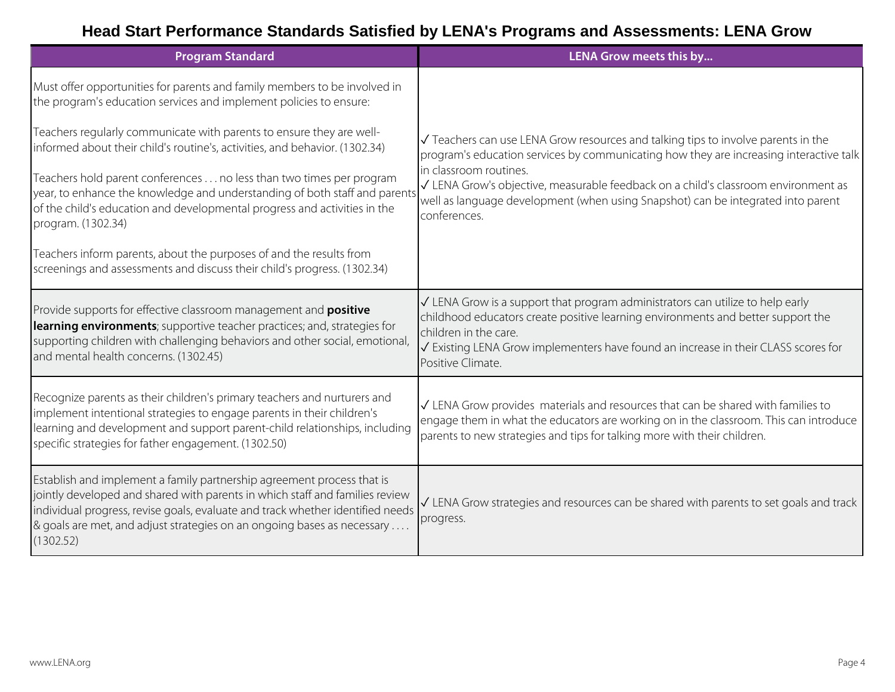# Head Start Performance Standards Satisfied by LENA's Programs and Assessments: LENA Grow

| Program Standard | LENA Grow meets this by... |
| --- | --- |
| Must offer opportunities for parents and family members to be involved in the program's education services and implement policies to ensure:<br><br>Teachers regularly communicate with parents to ensure they are well-informed about their child's routine's, activities, and behavior. (1302.34)<br><br>Teachers hold parent conferences . . . no less than two times per program year, to enhance the knowledge and understanding of both staff and parents of the child's education and developmental progress and activities in the program. (1302.34)<br><br>Teachers inform parents, about the purposes of and the results from screenings and assessments and discuss their child's progress. (1302.34) | ✓ Teachers can use LENA Grow resources and talking tips to involve parents in the program's education services by communicating how they are increasing interactive talk in classroom routines.<br>✓ LENA Grow's objective, measurable feedback on a child's classroom environment as well as language development (when using Snapshot) can be integrated into parent conferences. |
| Provide supports for effective classroom management and **positive learning environments**; supportive teacher practices; and, strategies for supporting children with challenging behaviors and other social, emotional, and mental health concerns. (1302.45) | ✓ LENA Grow is a support that program administrators can utilize to help early childhood educators create positive learning environments and better support the children in the care.<br>✓ Existing LENA Grow implementers have found an increase in their CLASS scores for Positive Climate. |
| Recognize parents as their children's primary teachers and nurturers and implement intentional strategies to engage parents in their children's learning and development and support parent-child relationships, including specific strategies for father engagement. (1302.50) | ✓ LENA Grow provides materials and resources that can be shared with families to engage them in what the educators are working on in the classroom. This can introduce parents to new strategies and tips for talking more with their children. |
| Establish and implement a family partnership agreement process that is jointly developed and shared with parents in which staff and families review individual progress, revise goals, evaluate and track whether identified needs & goals are met, and adjust strategies on an ongoing bases as necessary . . . . (1302.52) | ✓ LENA Grow strategies and resources can be shared with parents to set goals and track progress. |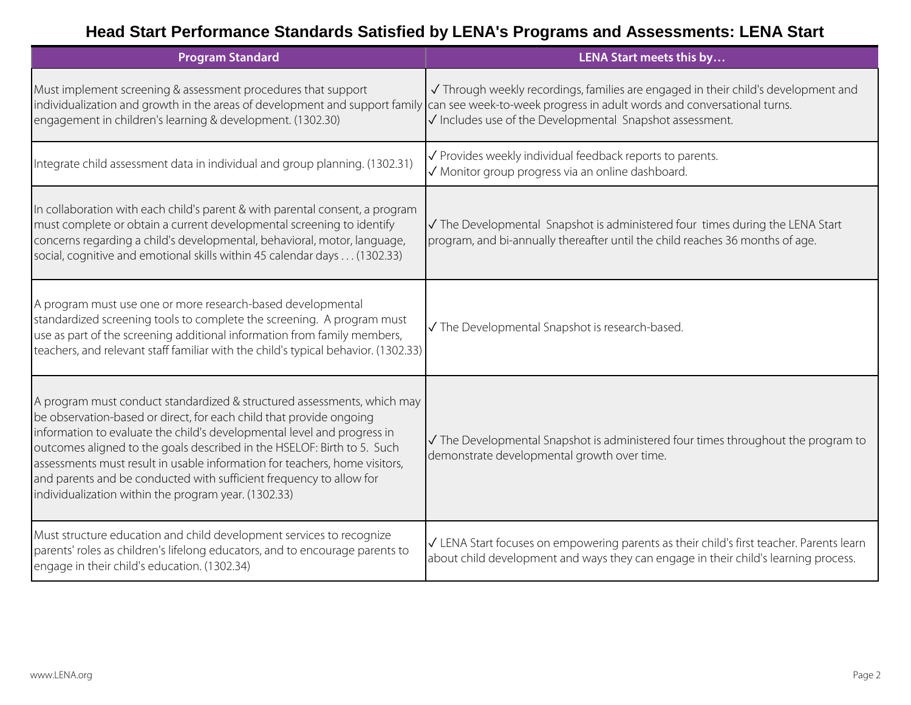# Head Start Performance Standards Satisfied by LENA's Programs and Assessments: LENA Start

| Program Standard | LENA Start meets this by… |
| --- | --- |
| Must implement screening & assessment procedures that support individualization and growth in the areas of development and support family engagement in children's learning & development. (1302.30) | ✓ Through weekly recordings, families are engaged in their child's development and can see week-to-week progress in adult words and conversational turns.<br>✓ Includes use of the Developmental Snapshot assessment. |
| Integrate child assessment data in individual and group planning. (1302.31) | ✓ Provides weekly individual feedback reports to parents.<br>✓ Monitor group progress via an online dashboard. |
| In collaboration with each child's parent & with parental consent, a program must complete or obtain a current developmental screening to identify concerns regarding a child's developmental, behavioral, motor, language, social, cognitive and emotional skills within 45 calendar days . . . (1302.33) | ✓ The Developmental Snapshot is administered four times during the LENA Start program, and bi-annually thereafter until the child reaches 36 months of age. |
| A program must use one or more research-based developmental standardized screening tools to complete the screening. A program must use as part of the screening additional information from family members, teachers, and relevant staff familiar with the child's typical behavior. (1302.33) | ✓ The Developmental Snapshot is research-based. |
| A program must conduct standardized & structured assessments, which may be observation-based or direct, for each child that provide ongoing information to evaluate the child's developmental level and progress in outcomes aligned to the goals described in the HSELOF: Birth to 5. Such assessments must result in usable information for teachers, home visitors, and parents and be conducted with sufficient frequency to allow for individualization within the program year. (1302.33) | ✓ The Developmental Snapshot is administered four times throughout the program to demonstrate developmental growth over time. |
| Must structure education and child development services to recognize parents' roles as children's lifelong educators, and to encourage parents to engage in their child's education. (1302.34) | ✓ LENA Start focuses on empowering parents as their child's first teacher. Parents learn about child development and ways they can engage in their child's learning process. |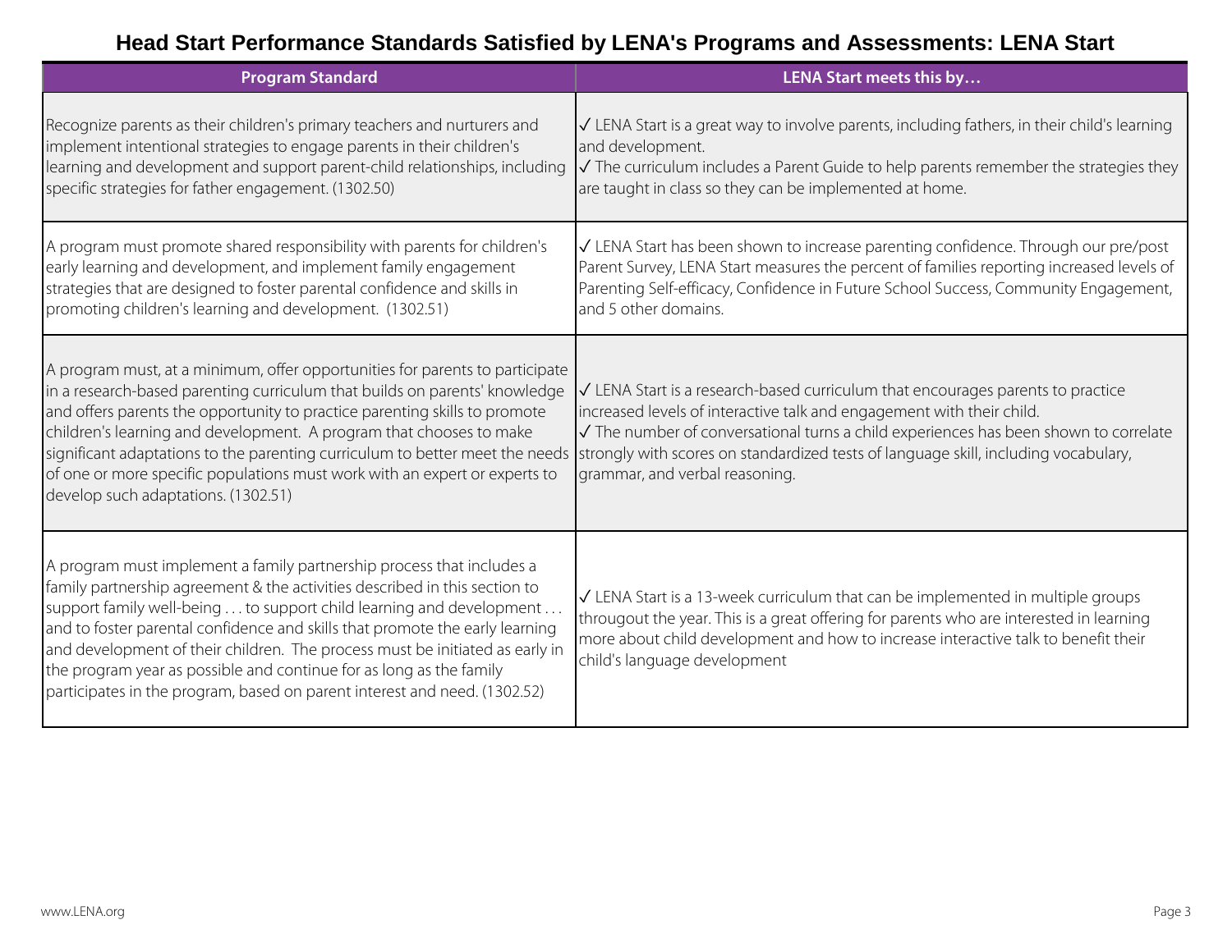# Head Start Performance Standards Satisfied by LENA's Programs and Assessments: LENA Start

| Program Standard | LENA Start meets this by… |
| --- | --- |
| Recognize parents as their children's primary teachers and nurturers and implement intentional strategies to engage parents in their children's learning and development and support parent-child relationships, including specific strategies for father engagement. (1302.50) | ✓ LENA Start is a great way to involve parents, including fathers, in their child's learning and development.<br>✓ The curriculum includes a Parent Guide to help parents remember the strategies they are taught in class so they can be implemented at home. |
| A program must promote shared responsibility with parents for children's early learning and development, and implement family engagement strategies that are designed to foster parental confidence and skills in promoting children's learning and development. (1302.51) | ✓ LENA Start has been shown to increase parenting confidence. Through our pre/post Parent Survey, LENA Start measures the percent of families reporting increased levels of Parenting Self-efficacy, Confidence in Future School Success, Community Engagement, and 5 other domains. |
| A program must, at a minimum, offer opportunities for parents to participate in a research-based parenting curriculum that builds on parents' knowledge and offers parents the opportunity to practice parenting skills to promote children's learning and development. A program that chooses to make significant adaptations to the parenting curriculum to better meet the needs of one or more specific populations must work with an expert or experts to develop such adaptations. (1302.51) | ✓ LENA Start is a research-based curriculum that encourages parents to practice increased levels of interactive talk and engagement with their child.<br>✓ The number of conversational turns a child experiences has been shown to correlate strongly with scores on standardized tests of language skill, including vocabulary, grammar, and verbal reasoning. |
| A program must implement a family partnership process that includes a family partnership agreement & the activities described in this section to support family well-being . . . to support child learning and development . . . and to foster parental confidence and skills that promote the early learning and development of their children. The process must be initiated as early in the program year as possible and continue for as long as the family participates in the program, based on parent interest and need. (1302.52) | ✓ LENA Start is a 13-week curriculum that can be implemented in multiple groups througout the year. This is a great offering for parents who are interested in learning more about child development and how to increase interactive talk to benefit their child's language development |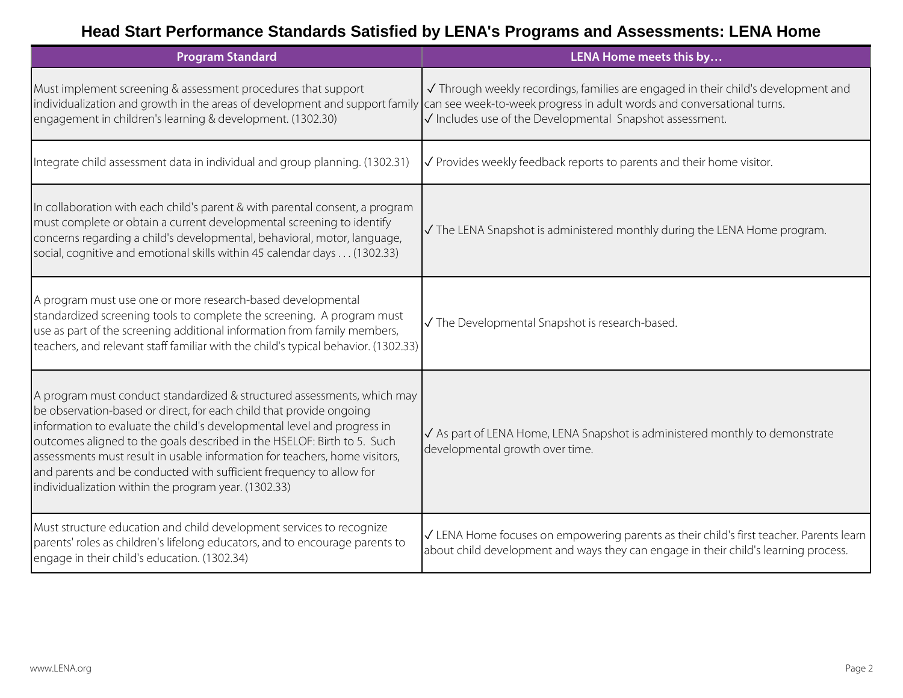# Head Start Performance Standards Satisfied by LENA's Programs and Assessments: LENA Home

| Program Standard | LENA Home meets this by… |
| --- | --- |
| Must implement screening & assessment procedures that support individualization and growth in the areas of development and support family engagement in children's learning & development. (1302.30) | ✓ Through weekly recordings, families are engaged in their child's development and can see week-to-week progress in adult words and conversational turns.<br>✓ Includes use of the Developmental Snapshot assessment. |
| Integrate child assessment data in individual and group planning. (1302.31) | ✓ Provides weekly feedback reports to parents and their home visitor. |
| In collaboration with each child's parent & with parental consent, a program must complete or obtain a current developmental screening to identify concerns regarding a child's developmental, behavioral, motor, language, social, cognitive and emotional skills within 45 calendar days . . . (1302.33) | ✓ The LENA Snapshot is administered monthly during the LENA Home program. |
| A program must use one or more research-based developmental standardized screening tools to complete the screening. A program must use as part of the screening additional information from family members, teachers, and relevant staff familiar with the child's typical behavior. (1302.33) | ✓ The Developmental Snapshot is research-based. |
| A program must conduct standardized & structured assessments, which may be observation-based or direct, for each child that provide ongoing information to evaluate the child's developmental level and progress in outcomes aligned to the goals described in the HSELOF: Birth to 5. Such assessments must result in usable information for teachers, home visitors, and parents and be conducted with sufficient frequency to allow for individualization within the program year. (1302.33) | ✓ As part of LENA Home, LENA Snapshot is administered monthly to demonstrate developmental growth over time. |
| Must structure education and child development services to recognize parents' roles as children's lifelong educators, and to encourage parents to engage in their child's education. (1302.34) | ✓ LENA Home focuses on empowering parents as their child's first teacher. Parents learn about child development and ways they can engage in their child's learning process. |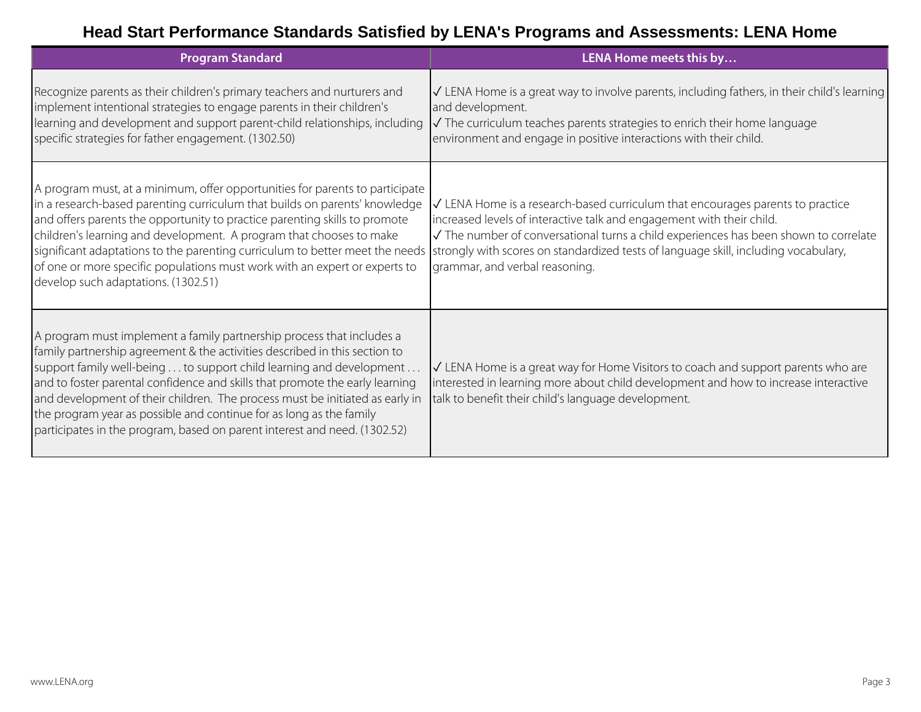# Head Start Performance Standards Satisfied by LENA's Programs and Assessments: LENA Home

| Program Standard | LENA Home meets this by… |
|---|---|
| Recognize parents as their children's primary teachers and nurturers and implement intentional strategies to engage parents in their children's learning and development and support parent-child relationships, including specific strategies for father engagement. (1302.50) | ✓ LENA Home is a great way to involve parents, including fathers, in their child's learning and development.<br>✓ The curriculum teaches parents strategies to enrich their home language environment and engage in positive interactions with their child. |
| A program must, at a minimum, offer opportunities for parents to participate in a research-based parenting curriculum that builds on parents' knowledge and offers parents the opportunity to practice parenting skills to promote children's learning and development. A program that chooses to make significant adaptations to the parenting curriculum to better meet the needs of one or more specific populations must work with an expert or experts to develop such adaptations. (1302.51) | ✓ LENA Home is a research-based curriculum that encourages parents to practice increased levels of interactive talk and engagement with their child.<br>✓ The number of conversational turns a child experiences has been shown to correlate strongly with scores on standardized tests of language skill, including vocabulary, grammar, and verbal reasoning. |
| A program must implement a family partnership process that includes a family partnership agreement & the activities described in this section to support family well-being . . . to support child learning and development . . . and to foster parental confidence and skills that promote the early learning and development of their children. The process must be initiated as early in the program year as possible and continue for as long as the family participates in the program, based on parent interest and need. (1302.52) | ✓ LENA Home is a great way for Home Visitors to coach and support parents who are interested in learning more about child development and how to increase interactive talk to benefit their child's language development. |

www.LENA.org